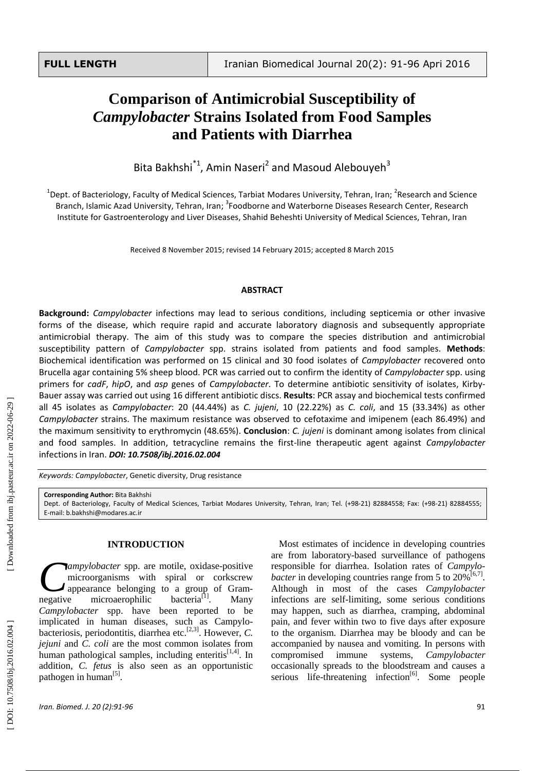FULL LENGTH

# Comparison of Antimicrobial Susceptibility of *Campylobacter* Strains Isolated from Food Samples and Patients with Diarrhea

Bita Bakhshi*[1], Amin Naseri[2] and Masoud Alebouyeh[3]

[1]Dept. of Bacteriology, Faculty of Medical Sciences, Tarbiat Modares University, Tehran, Iran; [2]Research and Science Branch, Islamic Azad University, Tehran, Iran; [3]Foodborne and Waterborne Diseases Research Center, Research Institute for Gastroenterology and Liver Diseases, Shahid Beheshti University of Medical Sciences, Tehran, Iran

Received 8 November 2015; revised 14 February 2015; accepted 8 March 2015

## ABSTRACT

**Background:** *Campylobacter* infections may lead to serious conditions, including septicemia or other invasive forms of the disease, which require rapid and accurate laboratory diagnosis and subsequently appropriate antimicrobial therapy. The aim of this study was to compare the species distribution and antimicrobial susceptibility pattern of *Campylobacter* spp. strains isolated from patients and food samples. **Methods**: Biochemical identification was performed on 15 clinical and 30 food isolates of *Campylobacter* recovered onto Brucella agar containing 5% sheep blood. PCR was carried out to confirm the identity of *Campylobacter* spp. using primers for *cadF*, *hipO*, and *asp* genes of *Campylobacter*. To determine antibiotic sensitivity of isolates, Kirby-Bauer assay was carried out using 16 different antibiotic discs. **Results**: PCR assay and biochemical tests confirmed all 45 isolates as *Campylobacter*: 20 (44.44%) as *C. jujeni*, 10 (22.22%) as *C. coli*, and 15 (33.34%) as other *Campylobacter* strains. The maximum resistance was observed to cefotaxime and imipenem (each 86.49%) and the maximum sensitivity to erythromycin (48.65%). **Conclusion**: *C. jujeni* is dominant among isolates from clinical and food samples. In addition, tetracycline remains the first-line therapeutic agent against *Campylobacter* infections in Iran. ***DOI: 10.7508/ibj.2016.02.004***

*Keywords: Campylobacter*, Genetic diversity, Drug resistance

**Corresponding Author:** Bita Bakhshi
Dept. of Bacteriology, Faculty of Medical Sciences, Tarbiat Modares University, Tehran, Iran; Tel. (+98-21) 82884558; Fax: (+98-21) 82884555; E-mail: b.bakhshi@modares.ac.ir

## INTRODUCTION

*Campylobacter* spp. are motile, oxidase-positive microorganisms with spiral or corkscrew appearance belonging to a group of Gram-negative microaerophilic bacteria[1]. Many *Campylobacter* spp. have been reported to be implicated in human diseases, such as Campylobacteriosis, periodontitis, diarrhea etc.[2,3]. However, *C. jejuni* and *C. coli* are the most common isolates from human pathological samples, including enteritis[1,4]. In addition, *C. fetus* is also seen as an opportunistic pathogen in human[5].

Most estimates of incidence in developing countries are from laboratory-based surveillance of pathogens responsible for diarrhea. Isolation rates of *Campylobacter* in developing countries range from 5 to 20%[6,7]. Although in most of the cases *Campylobacter* infections are self-limiting, some serious conditions may happen, such as diarrhea, cramping, abdominal pain, and fever within two to five days after exposure to the organism. Diarrhea may be bloody and can be accompanied by nausea and vomiting. In persons with compromised immune systems, *Campylobacter* occasionally spreads to the bloodstream and causes a serious life-threatening infection[6]. Some people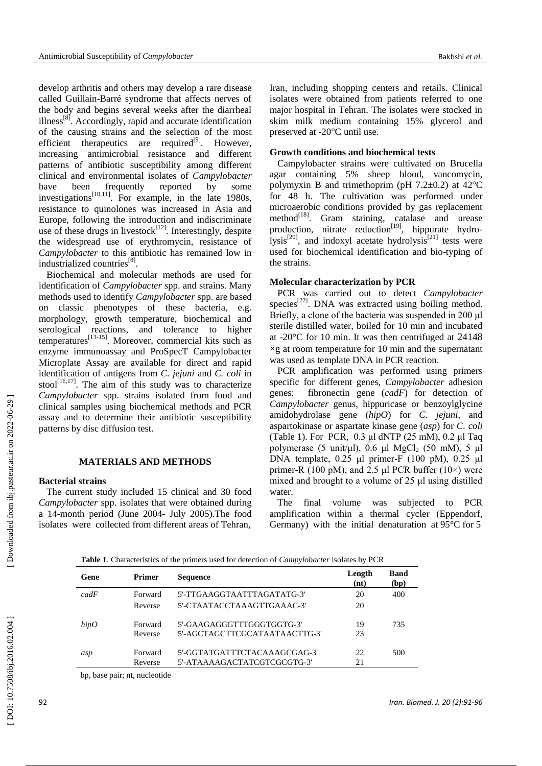develop arthritis and others may develop a rare disease called Guillain-Barré syndrome that affects nerves of the body and begins several weeks after the diarrheal illness[8]. Accordingly, rapid and accurate identification of the causing strains and the selection of the most efficient therapeutics are required[9]. However, increasing antimicrobial resistance and different patterns of antibiotic susceptibility among different clinical and environmental isolates of *Campylobacter* have been frequently reported by some investigations[10,11]. For example, in the late 1980s, resistance to quinolones was increased in Asia and Europe, following the introduction and indiscriminate use of these drugs in livestock[12]. Interestingly, despite the widespread use of erythromycin, resistance of *Campylobacter* to this antibiotic has remained low in industrialized countries[8].

Biochemical and molecular methods are used for identification of *Campylobacter* spp. and strains. Many methods used to identify *Campylobacter* spp. are based on classic phenotypes of these bacteria, e.g. morphology, growth temperature, biochemical and serological reactions, and tolerance to higher temperatures[13-15]. Moreover, commercial kits such as enzyme immunoassay and ProSpecT Campylobacter Microplate Assay are available for direct and rapid identification of antigens from *C. jejuni* and *C. coli* in stool[16,17]. The aim of this study was to characterize *Campylobacter* spp. strains isolated from food and clinical samples using biochemical methods and PCR assay and to determine their antibiotic susceptibility patterns by disc diffusion test.

## MATERIALS AND METHODS

### Bacterial strains

The current study included 15 clinical and 30 food *Campylobacter* spp. isolates that were obtained during a 14-month period (June 2004- July 2005).The food isolates were collected from different areas of Tehran, Iran, including shopping centers and retails. Clinical isolates were obtained from patients referred to one major hospital in Tehran. The isolates were stocked in skim milk medium containing 15% glycerol and preserved at -20°C until use.

### Growth conditions and biochemical tests

Campylobacter strains were cultivated on Brucella agar containing 5% sheep blood, vancomycin, polymyxin B and trimethoprim (pH 7.2±0.2) at 42°C for 48 h. The cultivation was performed under microaerobic conditions provided by gas replacement method[18]. Gram staining, catalase and urease production, nitrate reduction[19], hippurate hydrolysis[20], and indoxyl acetate hydrolysis[21] tests were used for biochemical identification and bio-typing of the strains.

### Molecular characterization by PCR

PCR was carried out to detect *Campylobacter* species[22]. DNA was extracted using boiling method. Briefly, a clone of the bacteria was suspended in 200 µl sterile distilled water, boiled for 10 min and incubated at -20°C for 10 min. It was then centrifuged at 24148 ×g at room temperature for 10 min and the supernatant was used as template DNA in PCR reaction.

PCR amplification was performed using primers specific for different genes, *Campylobacter* adhesion genes: fibronectin gene (*cadF*) for detection of *Campylobacter* genus, hippuricase or benzoylglycine amidohydrolase gene (*hipO*) for *C. jejuni*, and aspartokinase or aspartate kinase gene (*asp*) for *C. coli* (Table 1). For PCR, 0.3 µl dNTP (25 mM), 0.2 µl Taq polymerase (5 unit/µl), 0.6 µl $MgCl_2$ (50 mM), 5 µl DNA template, 0.25 µl primer-F (100 pM), 0.25 µl primer-R (100 pM), and 2.5 µl PCR buffer (10×) were mixed and brought to a volume of 25 µl using distilled water.

The final volume was subjected to PCR amplification within a thermal cycler (Eppendorf, Germany) with the initial denaturation at 95°C for 5

**Table 1**. Characteristics of the primers used for detection of *Campylobacter* isolates by PCR

| Gene | Primer | Sequence | Length (nt) | Band (bp) |
|---|---|---|---|---|
| *cadF* | Forward | 5'-TTGAAGGTAATTTAGATATG-3' | 20 | 400 |
| | Reverse | 5'-CTAATACCTAAAGTTGAAAC-3' | 20 | |
| *hipO* | Forward | 5'-GAAGAGGGTTTGGGTGGTG-3' | 19 | 735 |
| | Reverse | 5'-AGCTAGCTTCGCATAATAACTTG-3' | 23 | |
| *asp* | Forward | 5'-GGTATGATTTCTACAAAGCGAG-3' | 22 | 500 |
| | Reverse | 5'-ATAAAAGACTATCGTCGCGTG-3' | 21 | |

bp, base pair; nt, nucleotide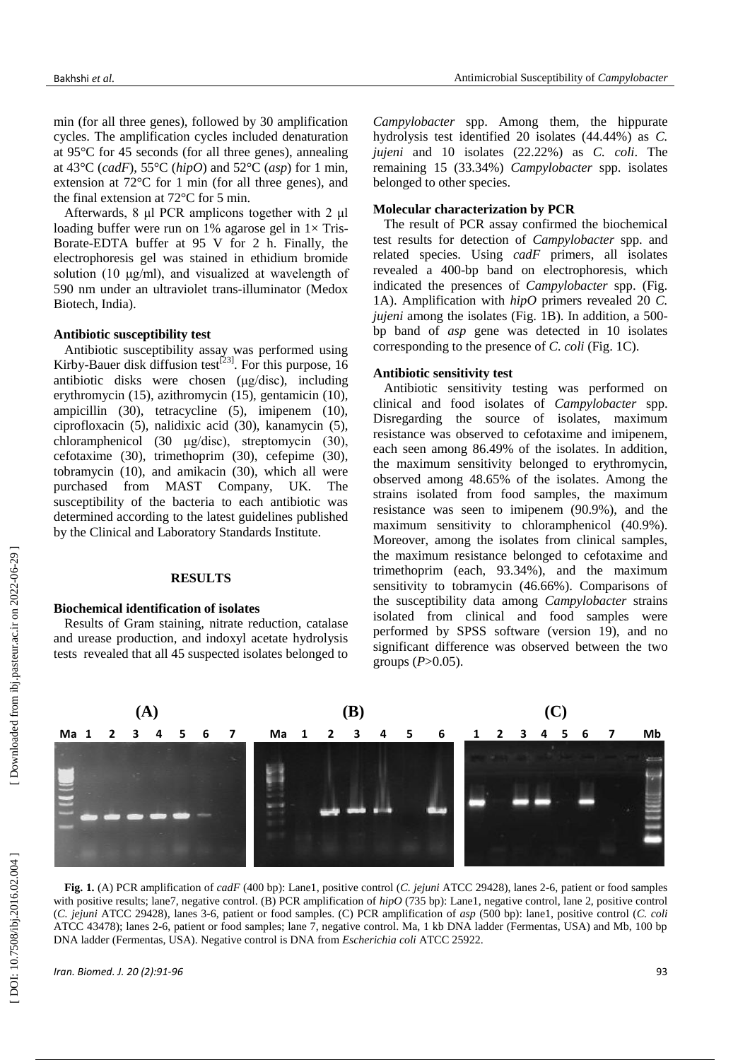min (for all three genes), followed by 30 amplification cycles. The amplification cycles included denaturation at 95°C for 45 seconds (for all three genes), annealing at 43°C (*cadF*), 55°C (*hipO*) and 52°C (*asp*) for 1 min, extension at 72°C for 1 min (for all three genes), and the final extension at 72°C for 5 min.

Afterwards, 8 µl PCR amplicons together with 2 µl loading buffer were run on 1% agarose gel in 1× Tris-Borate-EDTA buffer at 95 V for 2 h. Finally, the electrophoresis gel was stained in ethidium bromide solution (10 µg/ml), and visualized at wavelength of 590 nm under an ultraviolet trans-illuminator (Medox Biotech, India).

**Antibiotic susceptibility test**

Antibiotic susceptibility assay was performed using Kirby-Bauer disk diffusion test[23]. For this purpose, 16 antibiotic disks were chosen (µg/disc), including erythromycin (15), azithromycin (15), gentamicin (10), ampicillin (30), tetracycline (5), imipenem (10), ciprofloxacin (5), nalidixic acid (30), kanamycin (5), chloramphenicol (30 µg/disc), streptomycin (30), cefotaxime (30), trimethoprim (30), cefepime (30), tobramycin (10), and amikacin (30), which all were purchased from MAST Company, UK. The susceptibility of the bacteria to each antibiotic was determined according to the latest guidelines published by the Clinical and Laboratory Standards Institute.

## RESULTS

**Biochemical identification of isolates**

Results of Gram staining, nitrate reduction, catalase and urease production, and indoxyl acetate hydrolysis tests revealed that all 45 suspected isolates belonged to *Campylobacter* spp. Among them, the hippurate hydrolysis test identified 20 isolates (44.44%) as *C. jujeni* and 10 isolates (22.22%) as *C. coli*. The remaining 15 (33.34%) *Campylobacter* spp. isolates belonged to other species.

**Molecular characterization by PCR**

The result of PCR assay confirmed the biochemical test results for detection of *Campylobacter* spp. and related species. Using *cadF* primers, all isolates revealed a 400-bp band on electrophoresis, which indicated the presences of *Campylobacter* spp. (Fig. 1A). Amplification with *hipO* primers revealed 20 *C. jujeni* among the isolates (Fig. 1B). In addition, a 500-bp band of *asp* gene was detected in 10 isolates corresponding to the presence of *C. coli* (Fig. 1C).

**Antibiotic sensitivity test**

Antibiotic sensitivity testing was performed on clinical and food isolates of *Campylobacter* spp. Disregarding the source of isolates, maximum resistance was observed to cefotaxime and imipenem, each seen among 86.49% of the isolates. In addition, the maximum sensitivity belonged to erythromycin, observed among 48.65% of the isolates. Among the strains isolated from food samples, the maximum resistance was seen to imipenem (90.9%), and the maximum sensitivity to chloramphenicol (40.9%). Moreover, among the isolates from clinical samples, the maximum resistance belonged to cefotaxime and trimethoprim (each, 93.34%), and the maximum sensitivity to tobramycin (46.66%). Comparisons of the susceptibility data among *Campylobacter* strains isolated from clinical and food samples were performed by SPSS software (version 19), and no significant difference was observed between the two groups ($P>0.05$).

**Fig. 1.** (A) PCR amplification of *cadF* (400 bp): Lane1, positive control (*C. jejuni* ATCC 29428), lanes 2-6, patient or food samples with positive results; lane7, negative control. (B) PCR amplification of *hipO* (735 bp): Lane1, negative control, lane 2, positive control (*C. jejuni* ATCC 29428), lanes 3-6, patient or food samples. (C) PCR amplification of *asp* (500 bp): lane1, positive control (*C. coli* ATCC 43478); lanes 2-6, patient or food samples; lane 7, negative control. Ma, 1 kb DNA ladder (Fermentas, USA) and Mb, 100 bp DNA ladder (Fermentas, USA). Negative control is DNA from *Escherichia coli* ATCC 25922.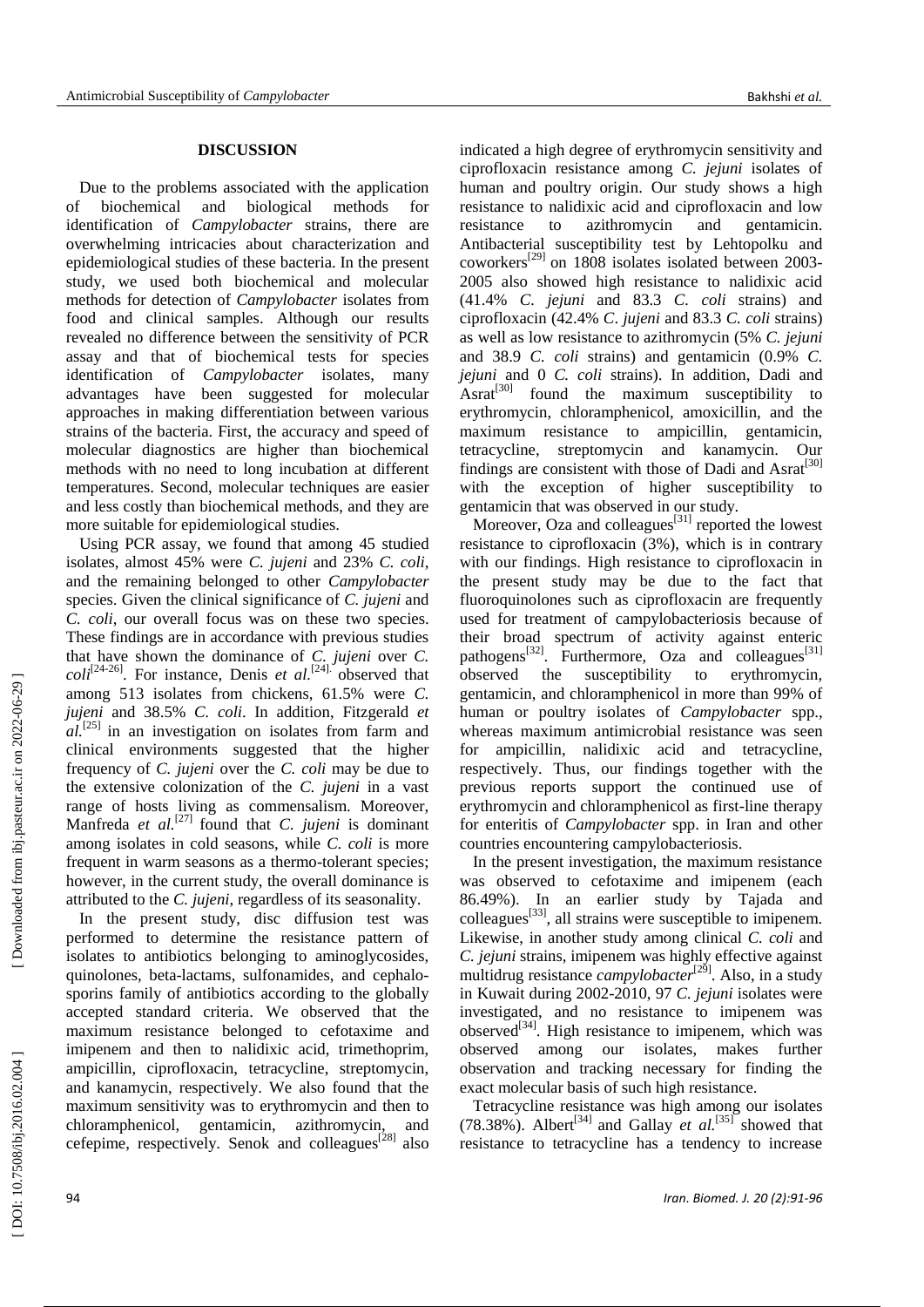## DISCUSSION

Due to the problems associated with the application of biochemical and biological methods for identification of *Campylobacter* strains, there are overwhelming intricacies about characterization and epidemiological studies of these bacteria. In the present study, we used both biochemical and molecular methods for detection of *Campylobacter* isolates from food and clinical samples. Although our results revealed no difference between the sensitivity of PCR assay and that of biochemical tests for species identification of *Campylobacter* isolates, many advantages have been suggested for molecular approaches in making differentiation between various strains of the bacteria. First, the accuracy and speed of molecular diagnostics are higher than biochemical methods with no need to long incubation at different temperatures. Second, molecular techniques are easier and less costly than biochemical methods, and they are more suitable for epidemiological studies.

Using PCR assay, we found that among 45 studied isolates, almost 45% were *C. jujeni* and 23% *C. coli*, and the remaining belonged to other *Campylobacter* species. Given the clinical significance of *C. jujeni* and *C. coli*, our overall focus was on these two species. These findings are in accordance with previous studies that have shown the dominance of *C. jujeni* over *C. coli*[24-26]. For instance, Denis *et al.*[24] observed that among 513 isolates from chickens, 61.5% were *C. jujeni* and 38.5% *C. coli*. In addition, Fitzgerald *et al.*[25] in an investigation on isolates from farm and clinical environments suggested that the higher frequency of *C. jujeni* over the *C. coli* may be due to the extensive colonization of the *C. jujeni* in a vast range of hosts living as commensalism. Moreover, Manfreda *et al.*[27] found that *C. jujeni* is dominant among isolates in cold seasons, while *C. coli* is more frequent in warm seasons as a thermo-tolerant species; however, in the current study, the overall dominance is attributed to the *C. jujeni*, regardless of its seasonality.

In the present study, disc diffusion test was performed to determine the resistance pattern of isolates to antibiotics belonging to aminoglycosides, quinolones, beta-lactams, sulfonamides, and cephalosporins family of antibiotics according to the globally accepted standard criteria. We observed that the maximum resistance belonged to cefotaxime and imipenem and then to nalidixic acid, trimethoprim, ampicillin, ciprofloxacin, tetracycline, streptomycin, and kanamycin, respectively. We also found that the maximum sensitivity was to erythromycin and then to chloramphenicol, gentamicin, azithromycin, and cefepime, respectively. Senok and colleagues[28] also indicated a high degree of erythromycin sensitivity and ciprofloxacin resistance among *C. jejuni* isolates of human and poultry origin. Our study shows a high resistance to nalidixic acid and ciprofloxacin and low resistance to azithromycin and gentamicin. Antibacterial susceptibility test by Lehtopolku and coworkers[29] on 1808 isolates isolated between 2003-2005 also showed high resistance to nalidixic acid (41.4% *C. jejuni* and 83.3 *C. coli* strains) and ciprofloxacin (42.4% *C. jujeni* and 83.3 *C. coli* strains) as well as low resistance to azithromycin (5% *C. jejuni* and 38.9 *C. coli* strains) and gentamicin (0.9% *C. jejuni* and 0 *C. coli* strains). In addition, Dadi and Asrat[30] found the maximum susceptibility to erythromycin, chloramphenicol, amoxicillin, and the maximum resistance to ampicillin, gentamicin, tetracycline, streptomycin and kanamycin. Our findings are consistent with those of Dadi and Asrat[30] with the exception of higher susceptibility to gentamicin that was observed in our study.

Moreover, Oza and colleagues[31] reported the lowest resistance to ciprofloxacin (3%), which is in contrary with our findings. High resistance to ciprofloxacin in the present study may be due to the fact that fluoroquinolones such as ciprofloxacin are frequently used for treatment of campylobacteriosis because of their broad spectrum of activity against enteric pathogens[32]. Furthermore, Oza and colleagues[31] observed the susceptibility to erythromycin, gentamicin, and chloramphenicol in more than 99% of human or poultry isolates of *Campylobacter* spp., whereas maximum antimicrobial resistance was seen for ampicillin, nalidixic acid and tetracycline, respectively. Thus, our findings together with the previous reports support the continued use of erythromycin and chloramphenicol as first-line therapy for enteritis of *Campylobacter* spp. in Iran and other countries encountering campylobacteriosis.

In the present investigation, the maximum resistance was observed to cefotaxime and imipenem (each 86.49%). In an earlier study by Tajada and colleagues[33], all strains were susceptible to imipenem. Likewise, in another study among clinical *C. coli* and *C. jejuni* strains, imipenem was highly effective against multidrug resistance *campylobacter*[29]. Also, in a study in Kuwait during 2002-2010, 97 *C. jejuni* isolates were investigated, and no resistance to imipenem was observed[34]. High resistance to imipenem, which was observed among our isolates, makes further observation and tracking necessary for finding the exact molecular basis of such high resistance.

Tetracycline resistance was high among our isolates (78.38%). Albert[34] and Gallay *et al.*[35] showed that resistance to tetracycline has a tendency to increase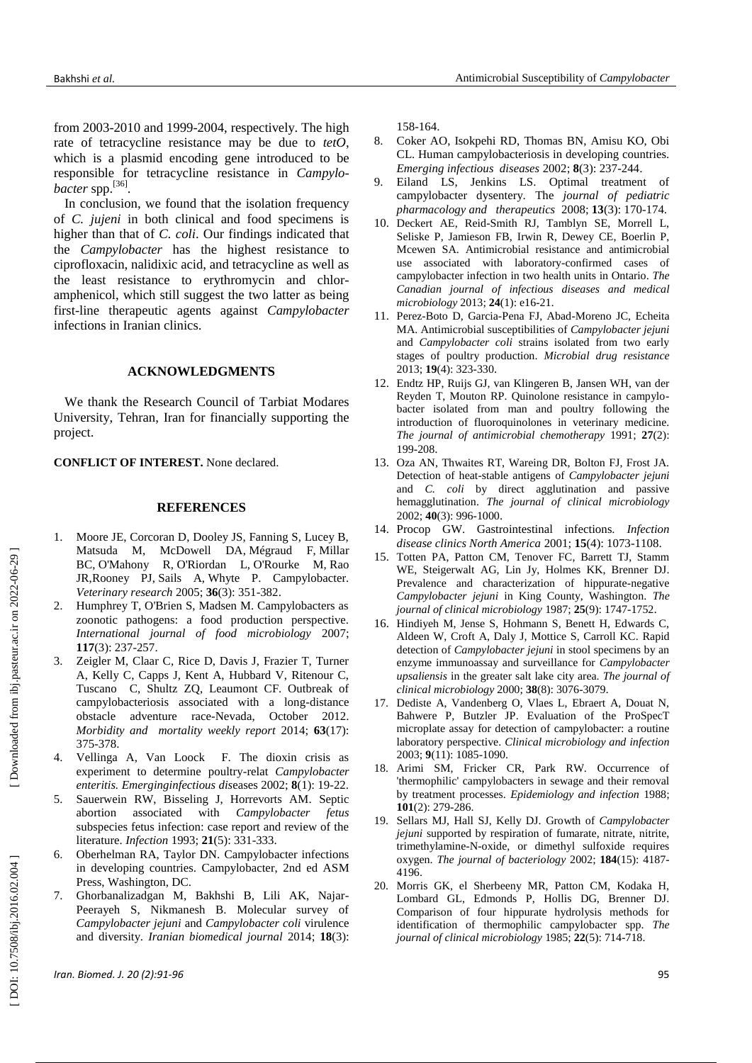from 2003-2010 and 1999-2004, respectively. The high rate of tetracycline resistance may be due to *tetO*, which is a plasmid encoding gene introduced to be responsible for tetracycline resistance in *Campylobacter* spp.[36].

In conclusion, we found that the isolation frequency of *C. jujeni* in both clinical and food specimens is higher than that of *C. coli*. Our findings indicated that the *Campylobacter* has the highest resistance to ciprofloxacin, nalidixic acid, and tetracycline as well as the least resistance to erythromycin and chloramphenicol, which still suggest the two latter as being first-line therapeutic agents against *Campylobacter* infections in Iranian clinics.

## ACKNOWLEDGMENTS

We thank the Research Council of Tarbiat Modares University, Tehran, Iran for financially supporting the project.

**CONFLICT OF INTEREST.** None declared.

## REFERENCES

1. Moore JE, Corcoran D, Dooley JS, Fanning S, Lucey B, Matsuda M, McDowell DA, Mégraud F, Millar BC, O'Mahony R, O'Riordan L, O'Rourke M, Rao JR, Rooney PJ, Sails A, Whyte P. Campylobacter. *Veterinary research* 2005; **36**(3): 351-382.
2. Humphrey T, O'Brien S, Madsen M. Campylobacters as zoonotic pathogens: a food production perspective. *International journal of food microbiology* 2007; **117**(3): 237-257.
3. Zeigler M, Claar C, Rice D, Davis J, Frazier T, Turner A, Kelly C, Capps J, Kent A, Hubbard V, Ritenour C, Tuscano C, Shultz ZQ, Leaumont CF. Outbreak of campylobacteriosis associated with a long-distance obstacle adventure race-Nevada, October 2012. *Morbidity and mortality weekly report* 2014; **63**(17): 375-378.
4. Vellinga A, Van Loock F. The dioxin crisis as experiment to determine poultry-relat *Campylobacter enteritis. Emerginginfectious dis*eases 2002; **8**(1): 19-22.
5. Sauerwein RW, Bisseling J, Horrevorts AM. Septic abortion associated with *Campylobacter fetus* subspecies fetus infection: case report and review of the literature. *Infection* 1993; **21**(5): 331-333.
6. Oberhelman RA, Taylor DN. Campylobacter infections in developing countries. Campylobacter, 2nd ed ASM Press, Washington, DC.
7. Ghorbanalizadgan M, Bakhshi B, Lili AK, Najar-Peerayeh S, Nikmanesh B. Molecular survey of *Campylobacter jejuni* and *Campylobacter coli* virulence and diversity. *Iranian biomedical journal* 2014; **18**(3): 158-164.
8. Coker AO, Isokpehi RD, Thomas BN, Amisu KO, Obi CL. Human campylobacteriosis in developing countries. *Emerging infectious diseases* 2002; **8**(3): 237-244.
9. Eiland LS, Jenkins LS. Optimal treatment of campylobacter dysentery. The *journal of pediatric pharmacology and therapeutics* 2008; **13**(3): 170-174.
10. Deckert AE, Reid-Smith RJ, Tamblyn SE, Morrell L, Seliske P, Jamieson FB, Irwin R, Dewey CE, Boerlin P, Mcewen SA. Antimicrobial resistance and antimicrobial use associated with laboratory-confirmed cases of campylobacter infection in two health units in Ontario. *The Canadian journal of infectious diseases and medical microbiology* 2013; **24**(1): e16-21.
11. Perez-Boto D, Garcia-Pena FJ, Abad-Moreno JC, Echeita MA. Antimicrobial susceptibilities of *Campylobacter jejuni* and *Campylobacter coli* strains isolated from two early stages of poultry production. *Microbial drug resistance* 2013; **19**(4): 323-330.
12. Endtz HP, Ruijs GJ, van Klingeren B, Jansen WH, van der Reyden T, Mouton RP. Quinolone resistance in campylobacter isolated from man and poultry following the introduction of fluoroquinolones in veterinary medicine. *The journal of antimicrobial chemotherapy* 1991; **27**(2): 199-208.
13. Oza AN, Thwaites RT, Wareing DR, Bolton FJ, Frost JA. Detection of heat-stable antigens of *Campylobacter jejuni* and *C. coli* by direct agglutination and passive hemagglutination. *The journal of clinical microbiology* 2002; **40**(3): 996-1000.
14. Procop GW. Gastrointestinal infections. *Infection disease clinics North America* 2001; **15**(4): 1073-1108.
15. Totten PA, Patton CM, Tenover FC, Barrett TJ, Stamm WE, Steigerwalt AG, Lin Jy, Holmes KK, Brenner DJ. Prevalence and characterization of hippurate-negative *Campylobacter jejuni* in King County, Washington. *The journal of clinical microbiology* 1987; **25**(9): 1747-1752.
16. Hindiyeh M, Jense S, Hohmann S, Benett H, Edwards C, Aldeen W, Croft A, Daly J, Mottice S, Carroll KC. Rapid detection of *Campylobacter jejuni* in stool specimens by an enzyme immunoassay and surveillance for *Campylobacter upsaliensis* in the greater salt lake city area. *The journal of clinical microbiology* 2000; **38**(8): 3076-3079.
17. Dediste A, Vandenberg O, Vlaes L, Ebraert A, Douat N, Bahwere P, Butzler JP. Evaluation of the ProSpecT microplate assay for detection of campylobacter: a routine laboratory perspective. *Clinical microbiology and infection* 2003; **9**(11): 1085-1090.
18. Arimi SM, Fricker CR, Park RW. Occurrence of 'thermophilic' campylobacters in sewage and their removal by treatment processes. *Epidemiology and infection* 1988; **101**(2): 279-286.
19. Sellars MJ, Hall SJ, Kelly DJ. Growth of *Campylobacter jejuni* supported by respiration of fumarate, nitrate, nitrite, trimethylamine-N-oxide, or dimethyl sulfoxide requires oxygen. *The journal of bacteriology* 2002; **184**(15): 4187-4196.
20. Morris GK, el Sherbeeny MR, Patton CM, Kodaka H, Lombard GL, Edmonds P, Hollis DG, Brenner DJ. Comparison of four hippurate hydrolysis methods for identification of thermophilic campylobacter spp. *The journal of clinical microbiology* 1985; **22**(5): 714-718.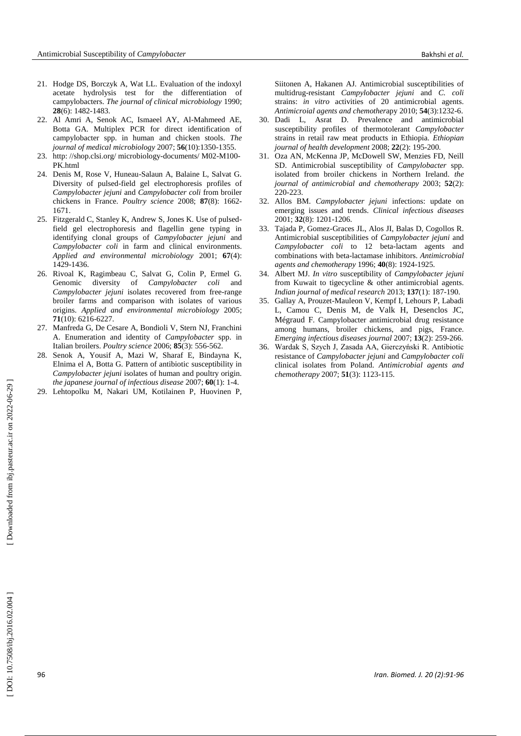21. Hodge DS, Borczyk A, Wat LL. Evaluation of the indoxyl acetate hydrolysis test for the differentiation of campylobacters. *The journal of clinical microbiology* 1990; **28**(6): 1482-1483.
22. Al Amri A, Senok AC, Ismaeel AY, Al-Mahmeed AE, Botta GA. Multiplex PCR for direct identification of campylobacter spp. in human and chicken stools. *The journal of medical microbiology* 2007; **56**(10):1350-1355.
23. http: //shop.clsi.org/ microbiology-documents/ M02-M100-PK.html
24. Denis M, Rose V, Huneau-Salaun A, Balaine L, Salvat G. Diversity of pulsed-field gel electrophoresis profiles of *Campylobacter jejuni* and *Campylobacter coli* from broiler chickens in France. *Poultry science* 2008; **87**(8): 1662-1671.
25. Fitzgerald C, Stanley K, Andrew S, Jones K. Use of pulsed-field gel electrophoresis and flagellin gene typing in identifying clonal groups of *Campylobacter jejuni* and *Campylobacter coli* in farm and clinical environments. *Applied and environmental microbiology* 2001; **67**(4): 1429-1436.
26. Rivoal K, Ragimbeau C, Salvat G, Colin P, Ermel G. Genomic diversity of *Campylobacter coli* and *Campylobacter jejuni* isolates recovered from free-range broiler farms and comparison with isolates of various origins. *Applied and environmental microbiology* 2005; **71**(10): 6216-6227.
27. Manfreda G, De Cesare A, Bondioli V, Stern NJ, Franchini A. Enumeration and identity of *Campylobacter* spp. in Italian broilers. *Poultry science* 2006; **85**(3): 556-562.
28. Senok A, Yousif A, Mazi W, Sharaf E, Bindayna K, Elnima el A, Botta G. Pattern of antibiotic susceptibility in *Campylobacter jejuni* isolates of human and poultry origin. *the japanese journal of infectious disease* 2007; **60**(1): 1-4.
29. Lehtopolku M, Nakari UM, Kotilainen P, Huovinen P, Siitonen A, Hakanen AJ. Antimicrobial susceptibilities of multidrug-resistant *Campylobacter jejuni* and *C. coli* strains: *in vitro* activities of 20 antimicrobial agents. *Antimicroial agents and chemothe*rapy 2010; **54**(3):1232-6.
30. Dadi L, Asrat D. Prevalence and antimicrobial susceptibility profiles of thermotolerant *Campylobacter* strains in retail raw meat products in Ethiopia. *Ethiopian journal of health development* 2008; **22**(2): 195-200.
31. Oza AN, McKenna JP, McDowell SW, Menzies FD, Neill SD. Antimicrobial susceptibility of *Campylobacter* spp. isolated from broiler chickens in Northern Ireland. *the journal of antimicrobial and chemotherapy* 2003; **52**(2): 220-223.
32. Allos BM. *Campylobacter jejuni* infections: update on emerging issues and trends. *Clinical infectious diseases* 2001; **32**(8): 1201-1206.
33. Tajada P, Gomez-Graces JL, Alos JI, Balas D, Cogollos R. Antimicrobial susceptibilities of *Campylobacter jejuni* and *Campylobacter coli* to 12 beta-lactam agents and combinations with beta-lactamase inhibitors. *Antimicrobial agents and chemotherapy* 1996; **40**(8): 1924-1925.
34. Albert MJ. *In vitro* susceptibility of *Campylobacter jejuni* from Kuwait to tigecycline & other antimicrobial agents. *Indian journal of medical research* 2013; **137**(1): 187-190.
35. Gallay A, Prouzet-Mauleon V, Kempf I, Lehours P, Labadi L, Camou C, Denis M, de Valk H, Desenclos JC, Mégraud F. Campylobacter antimicrobial drug resistance among humans, broiler chickens, and pigs, France. *Emerging infectious diseases journal* 2007; **13**(2): 259-266.
36. Wardak S, Szych J, Zasada AA, Gierczyński R. Antibiotic resistance of *Campylobacter jejuni* and *Campylobacter coli* clinical isolates from Poland. *Antimicrobial agents and chemotherapy* 2007; **51**(3): 1123-115.